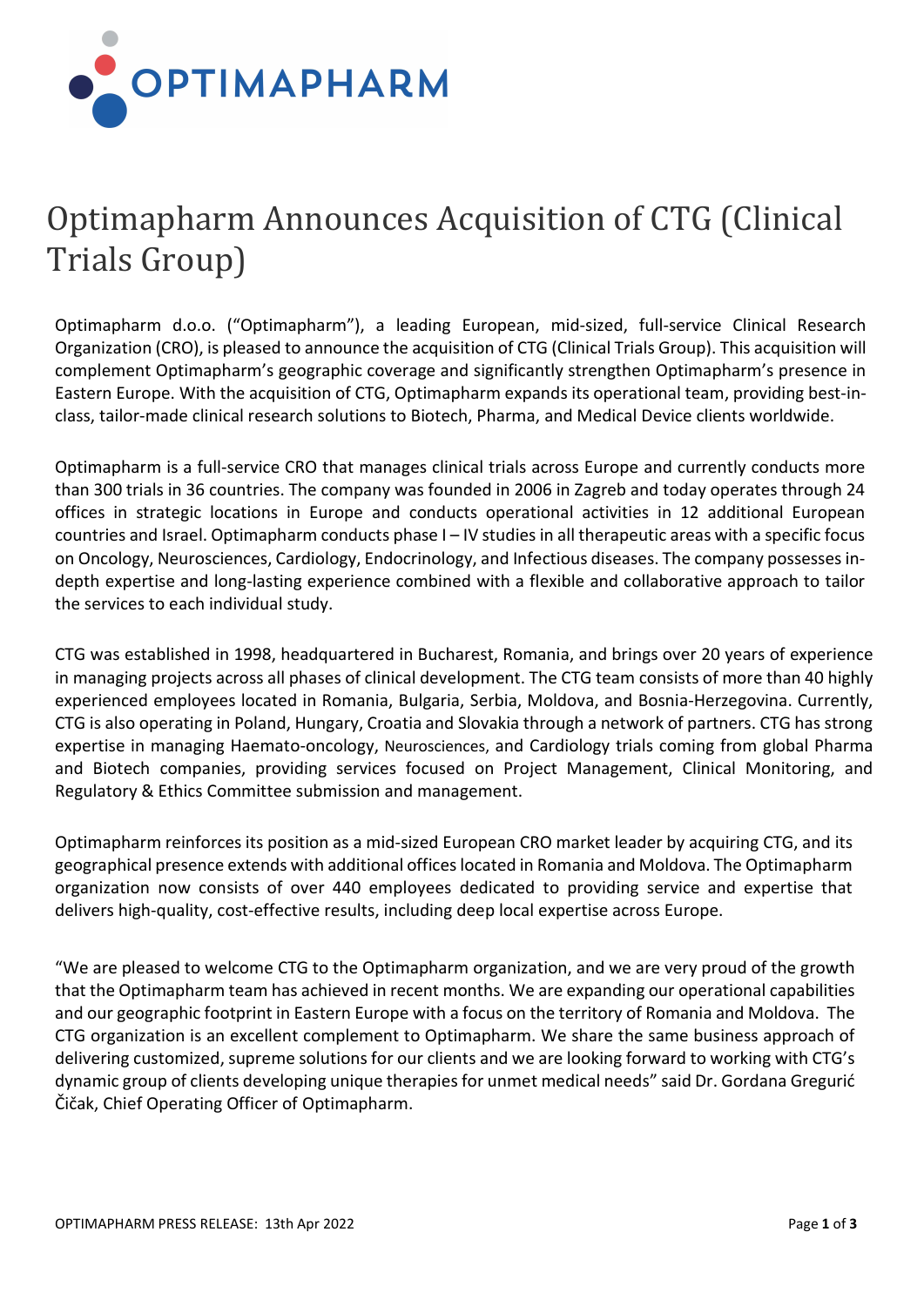OPTIMAPHARM

# Optimapharm Announces Acquisition of CTG (Clinical Trials Group)

Optimapharm d.o.o. ("Optimapharm"), a leading European, mid-sized, full-service Clinical Research Organization (CRO), is pleased to announce the acquisition of CTG (Clinical Trials Group). This acquisition will complement Optimapharm's geographic coverage and significantly strengthen Optimapharm's presence in Eastern Europe. With the acquisition of CTG, Optimapharm expands its operational team, providing best-in-class, tailor-made clinical research solutions to Biotech, Pharma, and Medical Device clients worldwide.

Optimapharm is a full-service CRO that manages clinical trials across Europe and currently conducts more than 300 trials in 36 countries. The company was founded in 2006 in Zagreb and today operates through 24 offices in strategic locations in Europe and conducts operational activities in 12 additional European countries and Israel. Optimapharm conducts phase I – IV studies in all therapeutic areas with a specific focus on Oncology, Neurosciences, Cardiology, Endocrinology, and Infectious diseases. The company possesses in-depth expertise and long-lasting experience combined with a flexible and collaborative approach to tailor the services to each individual study.

CTG was established in 1998, headquartered in Bucharest, Romania, and brings over 20 years of experience in managing projects across all phases of clinical development. The CTG team consists of more than 40 highly experienced employees located in Romania, Bulgaria, Serbia, Moldova, and Bosnia-Herzegovina. Currently, CTG is also operating in Poland, Hungary, Croatia and Slovakia through a network of partners. CTG has strong expertise in managing Haemato-oncology, Neurosciences, and Cardiology trials coming from global Pharma and Biotech companies, providing services focused on Project Management, Clinical Monitoring, and Regulatory & Ethics Committee submission and management.

Optimapharm reinforces its position as a mid-sized European CRO market leader by acquiring CTG, and its geographical presence extends with additional offices located in Romania and Moldova. The Optimapharm organization now consists of over 440 employees dedicated to providing service and expertise that delivers high-quality, cost-effective results, including deep local expertise across Europe.

"We are pleased to welcome CTG to the Optimapharm organization, and we are very proud of the growth that the Optimapharm team has achieved in recent months. We are expanding our operational capabilities and our geographic footprint in Eastern Europe with a focus on the territory of Romania and Moldova. The CTG organization is an excellent complement to Optimapharm. We share the same business approach of delivering customized, supreme solutions for our clients and we are looking forward to working with CTG's dynamic group of clients developing unique therapies for unmet medical needs" said Dr. Gordana Gregurić Čičak, Chief Operating Officer of Optimapharm.

OPTIMAPHARM PRESS RELEASE: 13th Apr 2022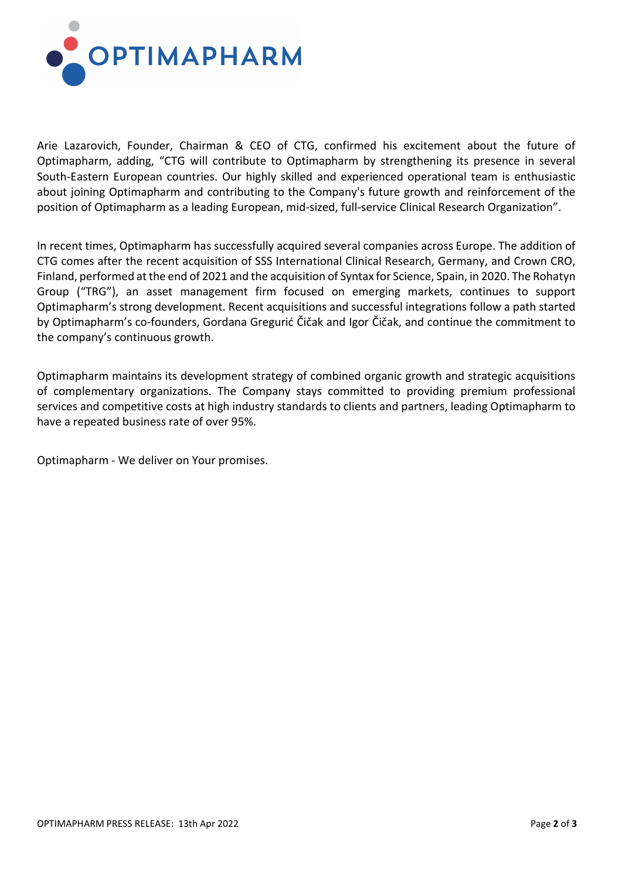Arie Lazarovich, Founder, Chairman & CEO of CTG, confirmed his excitement about the future of Optimapharm, adding, “CTG will contribute to Optimapharm by strengthening its presence in several South-Eastern European countries. Our highly skilled and experienced operational team is enthusiastic about joining Optimapharm and contributing to the Company's future growth and reinforcement of the position of Optimapharm as a leading European, mid-sized, full-service Clinical Research Organization”.

In recent times, Optimapharm has successfully acquired several companies across Europe. The addition of CTG comes after the recent acquisition of SSS International Clinical Research, Germany, and Crown CRO, Finland, performed at the end of 2021 and the acquisition of Syntax for Science, Spain, in 2020. The Rohatyn Group (“TRG”), an asset management firm focused on emerging markets, continues to support Optimapharm’s strong development. Recent acquisitions and successful integrations follow a path started by Optimapharm’s co-founders, Gordana Gregurić Čičak and Igor Čičak, and continue the commitment to the company’s continuous growth.

Optimapharm maintains its development strategy of combined organic growth and strategic acquisitions of complementary organizations. The Company stays committed to providing premium professional services and competitive costs at high industry standards to clients and partners, leading Optimapharm to have a repeated business rate of over 95%.

Optimapharm - We deliver on Your promises.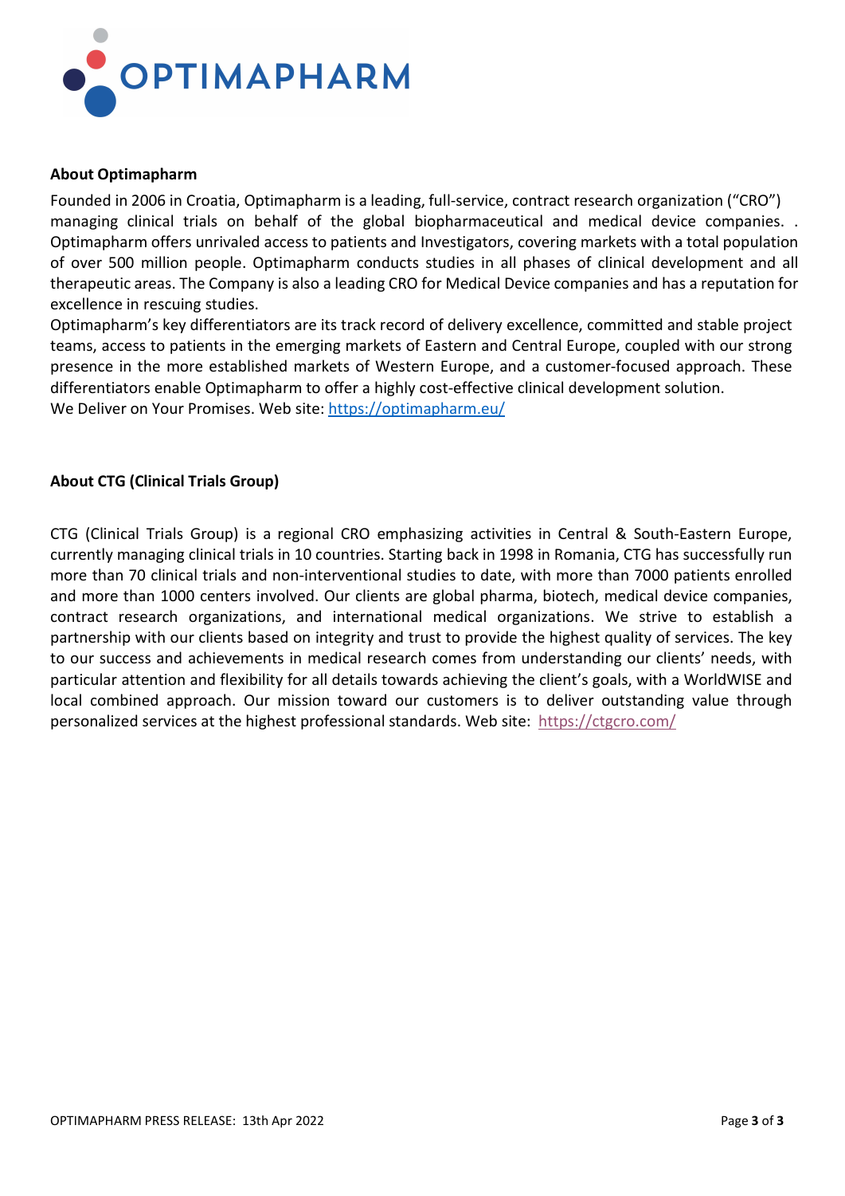## About Optimapharm

Founded in 2006 in Croatia, Optimapharm is a leading, full-service, contract research organization ("CRO") managing clinical trials on behalf of the global biopharmaceutical and medical device companies. . Optimapharm offers unrivaled access to patients and Investigators, covering markets with a total population of over 500 million people. Optimapharm conducts studies in all phases of clinical development and all therapeutic areas. The Company is also a leading CRO for Medical Device companies and has a reputation for excellence in rescuing studies.

Optimapharm's key differentiators are its track record of delivery excellence, committed and stable project teams, access to patients in the emerging markets of Eastern and Central Europe, coupled with our strong presence in the more established markets of Western Europe, and a customer-focused approach. These differentiators enable Optimapharm to offer a highly cost-effective clinical development solution.

We Deliver on Your Promises. Web site: https://optimapharm.eu/

## About CTG (Clinical Trials Group)

CTG (Clinical Trials Group) is a regional CRO emphasizing activities in Central & South-Eastern Europe, currently managing clinical trials in 10 countries. Starting back in 1998 in Romania, CTG has successfully run more than 70 clinical trials and non-interventional studies to date, with more than 7000 patients enrolled and more than 1000 centers involved. Our clients are global pharma, biotech, medical device companies, contract research organizations, and international medical organizations. We strive to establish a partnership with our clients based on integrity and trust to provide the highest quality of services. The key to our success and achievements in medical research comes from understanding our clients' needs, with particular attention and flexibility for all details towards achieving the client's goals, with a WorldWISE and local combined approach. Our mission toward our customers is to deliver outstanding value through personalized services at the highest professional standards. Web site: https://ctgcro.com/